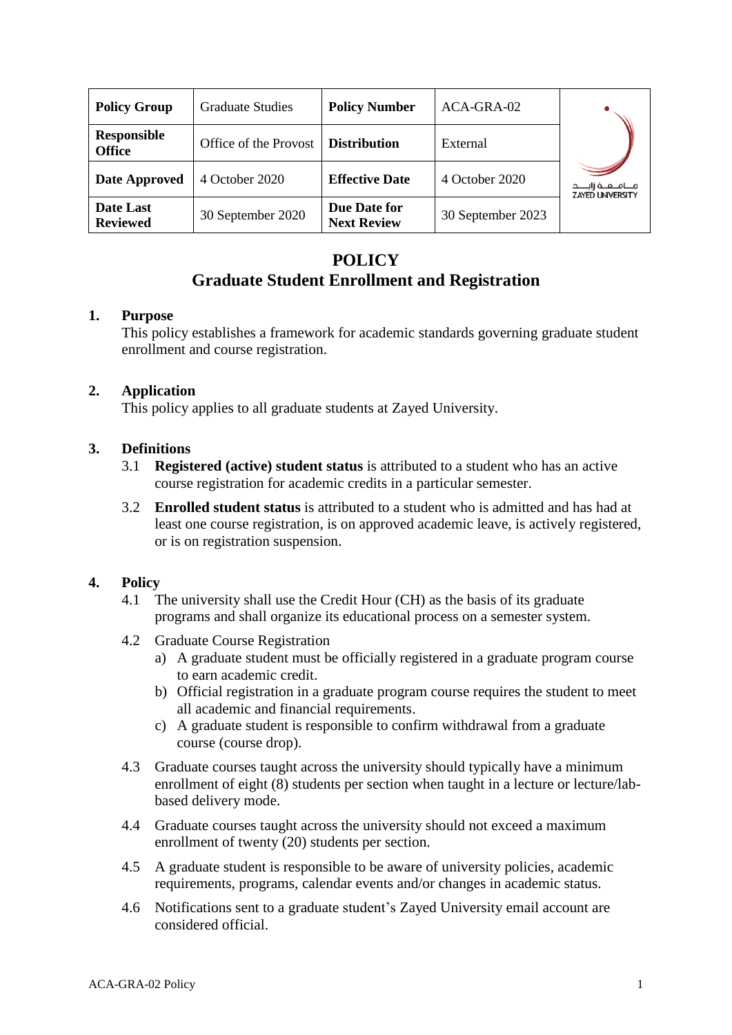| | | | | |
|---|---|---|---|---|
| **Policy Group** | Graduate Studies | **Policy Number** | ACA-GRA-02 | جامعة زايد ZAYED UNIVERSITY |
| **Responsible Office** | Office of the Provost | **Distribution** | External | |
| **Date Approved** | 4 October 2020 | **Effective Date** | 4 October 2020 | |
| **Date Last Reviewed** | 30 September 2020 | **Due Date for Next Review** | 30 September 2023 | |

# POLICY
# Graduate Student Enrollment and Registration

## 1. Purpose

This policy establishes a framework for academic standards governing graduate student enrollment and course registration.

## 2. Application

This policy applies to all graduate students at Zayed University.

## 3. Definitions

3.1 **Registered (active) student status** is attributed to a student who has an active course registration for academic credits in a particular semester.

3.2 **Enrolled student status** is attributed to a student who is admitted and has had at least one course registration, is on approved academic leave, is actively registered, or is on registration suspension.

## 4. Policy

4.1 The university shall use the Credit Hour (CH) as the basis of its graduate programs and shall organize its educational process on a semester system.

4.2 Graduate Course Registration

a) A graduate student must be officially registered in a graduate program course to earn academic credit.

b) Official registration in a graduate program course requires the student to meet all academic and financial requirements.

c) A graduate student is responsible to confirm withdrawal from a graduate course (course drop).

4.3 Graduate courses taught across the university should typically have a minimum enrollment of eight (8) students per section when taught in a lecture or lecture/lab-based delivery mode.

4.4 Graduate courses taught across the university should not exceed a maximum enrollment of twenty (20) students per section.

4.5 A graduate student is responsible to be aware of university policies, academic requirements, programs, calendar events and/or changes in academic status.

4.6 Notifications sent to a graduate student's Zayed University email account are considered official.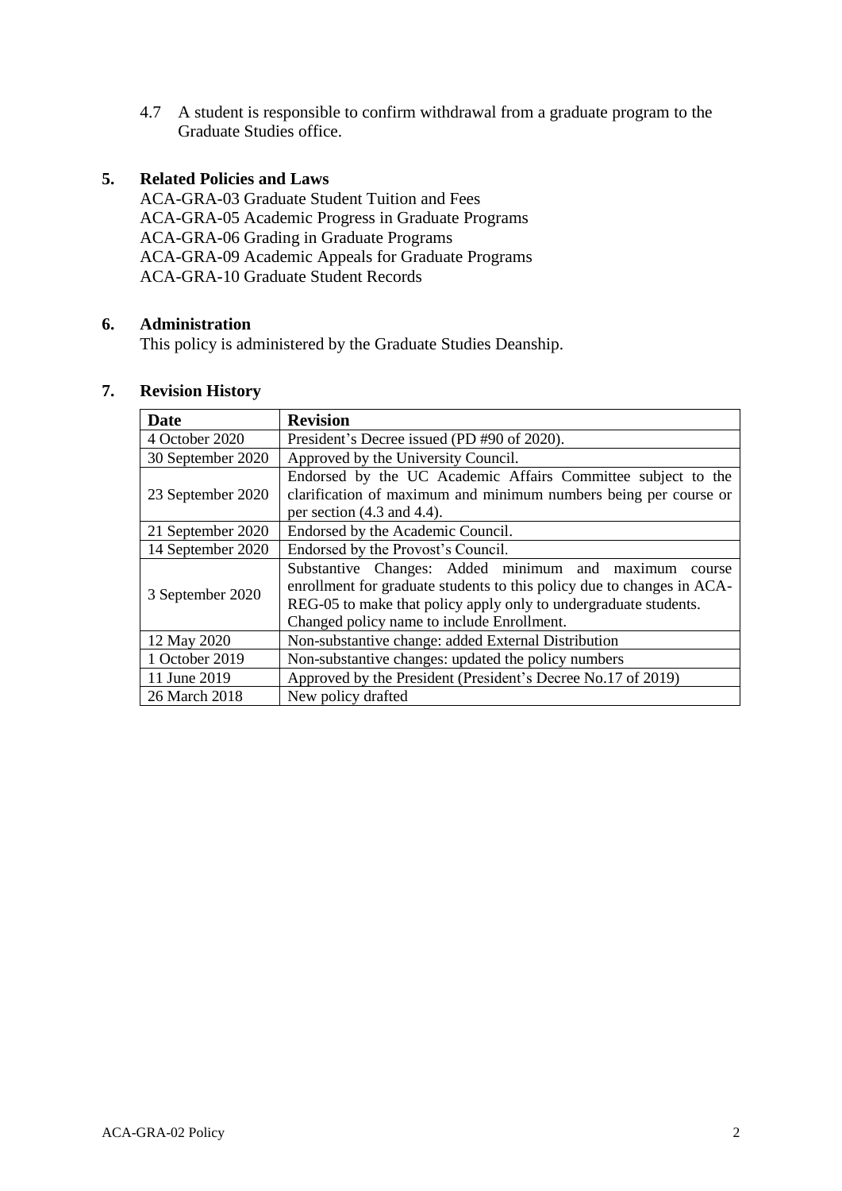4.7 A student is responsible to confirm withdrawal from a graduate program to the Graduate Studies office.

## 5. Related Policies and Laws

ACA-GRA-03 Graduate Student Tuition and Fees
ACA-GRA-05 Academic Progress in Graduate Programs
ACA-GRA-06 Grading in Graduate Programs
ACA-GRA-09 Academic Appeals for Graduate Programs
ACA-GRA-10 Graduate Student Records

## 6. Administration

This policy is administered by the Graduate Studies Deanship.

## 7. Revision History

| Date | Revision |
|---|---|
| 4 October 2020 | President's Decree issued (PD #90 of 2020). |
| 30 September 2020 | Approved by the University Council. |
| 23 September 2020 | Endorsed by the UC Academic Affairs Committee subject to the clarification of maximum and minimum numbers being per course or per section (4.3 and 4.4). |
| 21 September 2020 | Endorsed by the Academic Council. |
| 14 September 2020 | Endorsed by the Provost's Council. |
| 3 September 2020 | Substantive Changes: Added minimum and maximum course enrollment for graduate students to this policy due to changes in ACA-REG-05 to make that policy apply only to undergraduate students. Changed policy name to include Enrollment. |
| 12 May 2020 | Non-substantive change: added External Distribution |
| 1 October 2019 | Non-substantive changes: updated the policy numbers |
| 11 June 2019 | Approved by the President (President's Decree No.17 of 2019) |
| 26 March 2018 | New policy drafted |